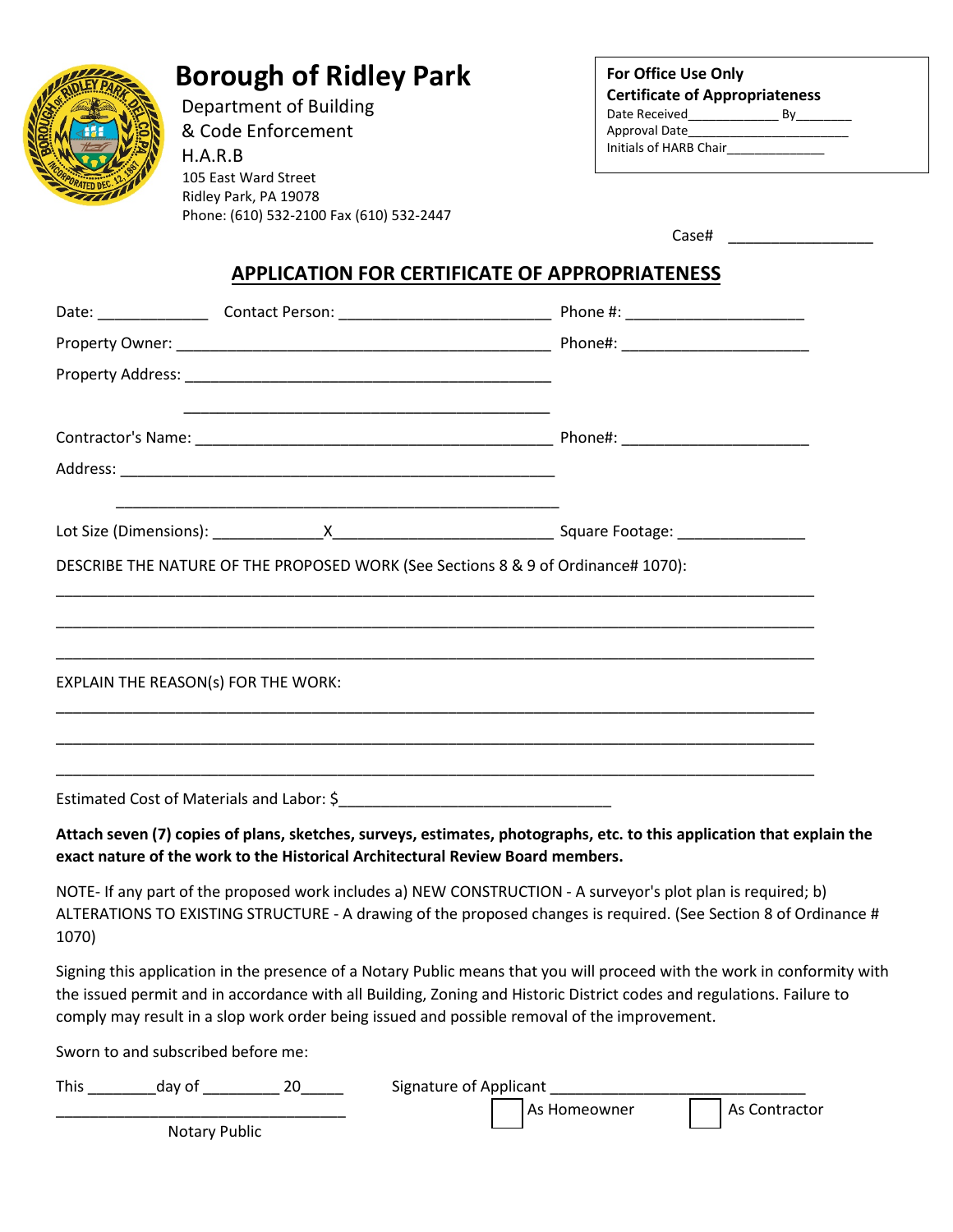# Borough of Ridley Park

Department of Building
& Code Enforcement
H.A.R.B
105 East Ward Street
Ridley Park, PA 19078
Phone: (610) 532-2100 Fax (610) 532-2447

**For Office Use Only**
**Certificate of Appropriateness**
Date Received____________ By________
Approval Date______________________
Initials of HARB Chair_____________

Case# ________________

## APPLICATION FOR CERTIFICATE OF APPROPRIATENESS

Date: ____________ Contact Person: _______________________ Phone #: ____________________

Property Owner: __________________________________________ Phone#: ____________________

Property Address: __________________________________________

__________________________________________

Contractor's Name: ________________________________________ Phone#: ____________________

Address: __________________________________________________

__________________________________________________

Lot Size (Dimensions): ____________X________________________ Square Footage: ______________

DESCRIBE THE NATURE OF THE PROPOSED WORK (See Sections 8 & 9 of Ordinance# 1070):

_______________________________________________________________________________

_______________________________________________________________________________

_______________________________________________________________________________

EXPLAIN THE REASON(s) FOR THE WORK:

_______________________________________________________________________________

_______________________________________________________________________________

_______________________________________________________________________________

Estimated Cost of Materials and Labor: $______________________________

**Attach seven (7) copies of plans, sketches, surveys, estimates, photographs, etc. to this application that explain the exact nature of the work to the Historical Architectural Review Board members.**

NOTE- If any part of the proposed work includes a) NEW CONSTRUCTION - A surveyor's plot plan is required; b) ALTERATIONS TO EXISTING STRUCTURE - A drawing of the proposed changes is required. (See Section 8 of Ordinance # 1070)

Signing this application in the presence of a Notary Public means that you will proceed with the work in conformity with the issued permit and in accordance with all Building, Zoning and Historic District codes and regulations. Failure to comply may result in a slop work order being issued and possible removal of the improvement.

Sworn to and subscribed before me:

This ________day of _________ 20_____ Signature of Applicant ______________________________

_________________________________ ☐ As Homeowner ☐ As Contractor

Notary Public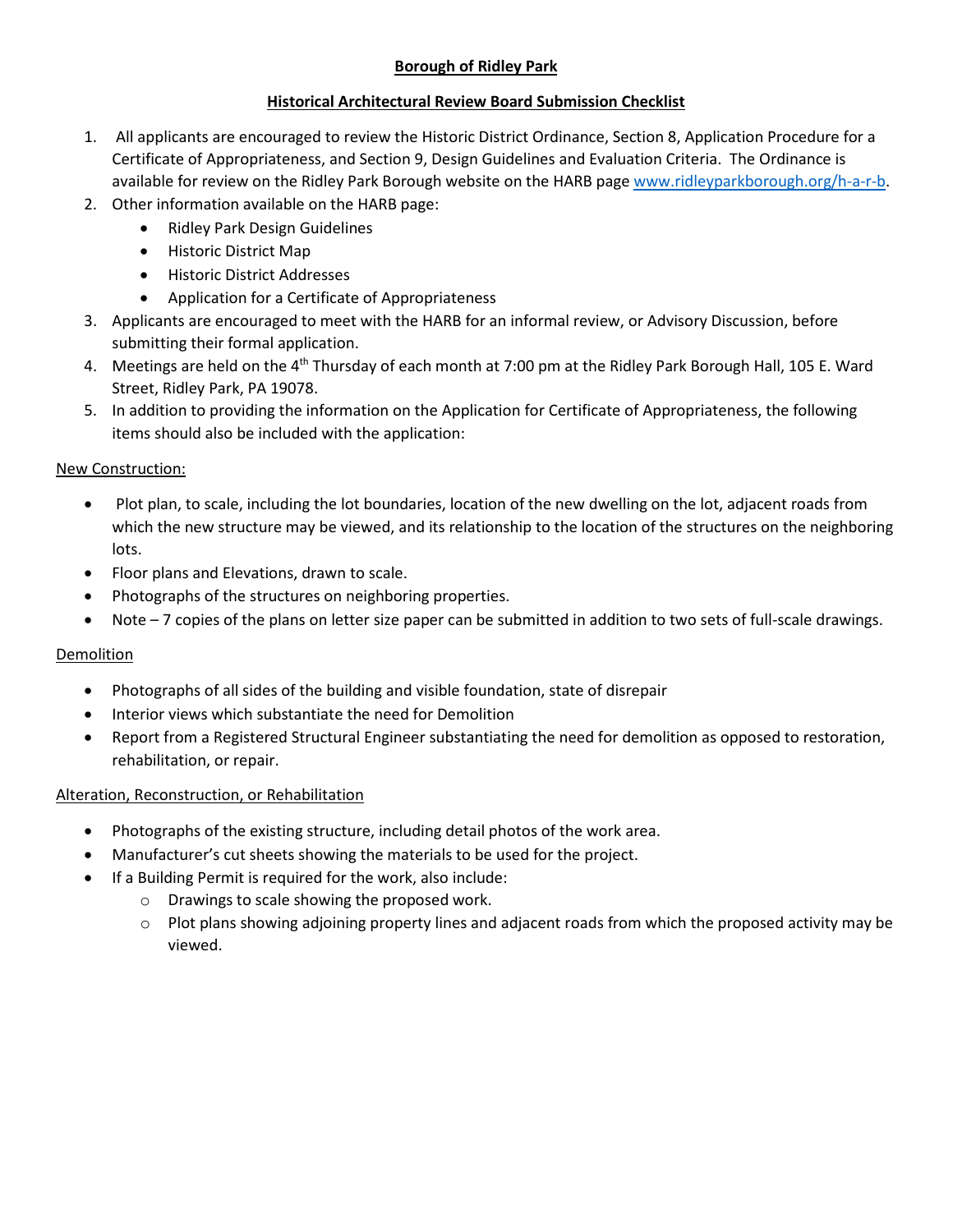**Borough of Ridley Park**

**Historical Architectural Review Board Submission Checklist**

1. All applicants are encouraged to review the Historic District Ordinance, Section 8, Application Procedure for a Certificate of Appropriateness, and Section 9, Design Guidelines and Evaluation Criteria. The Ordinance is available for review on the Ridley Park Borough website on the HARB page [www.ridleyparkborough.org/h-a-r-b](www.ridleyparkborough.org/h-a-r-b).
2. Other information available on the HARB page:
   - Ridley Park Design Guidelines
   - Historic District Map
   - Historic District Addresses
   - Application for a Certificate of Appropriateness
3. Applicants are encouraged to meet with the HARB for an informal review, or Advisory Discussion, before submitting their formal application.
4. Meetings are held on the 4th Thursday of each month at 7:00 pm at the Ridley Park Borough Hall, 105 E. Ward Street, Ridley Park, PA 19078.
5. In addition to providing the information on the Application for Certificate of Appropriateness, the following items should also be included with the application:

New Construction:

- Plot plan, to scale, including the lot boundaries, location of the new dwelling on the lot, adjacent roads from which the new structure may be viewed, and its relationship to the location of the structures on the neighboring lots.
- Floor plans and Elevations, drawn to scale.
- Photographs of the structures on neighboring properties.
- Note – 7 copies of the plans on letter size paper can be submitted in addition to two sets of full-scale drawings.

Demolition

- Photographs of all sides of the building and visible foundation, state of disrepair
- Interior views which substantiate the need for Demolition
- Report from a Registered Structural Engineer substantiating the need for demolition as opposed to restoration, rehabilitation, or repair.

Alteration, Reconstruction, or Rehabilitation

- Photographs of the existing structure, including detail photos of the work area.
- Manufacturer's cut sheets showing the materials to be used for the project.
- If a Building Permit is required for the work, also include:
  - Drawings to scale showing the proposed work.
  - Plot plans showing adjoining property lines and adjacent roads from which the proposed activity may be viewed.